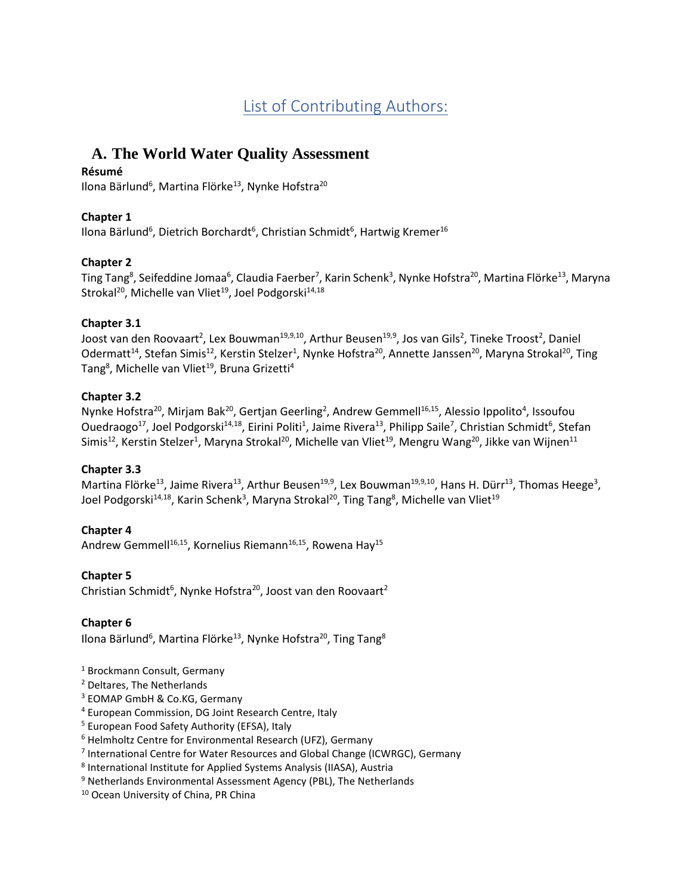# List of Contributing Authors:

## A. The World Water Quality Assessment

**Résumé**

Ilona Bärlund[6], Martina Flörke[13], Nynke Hofstra[20]

**Chapter 1**

Ilona Bärlund[6], Dietrich Borchardt[6], Christian Schmidt[6], Hartwig Kremer[16]

**Chapter 2**

Ting Tang[8], Seifeddine Jomaa[6], Claudia Faerber[7], Karin Schenk[3], Nynke Hofstra[20], Martina Flörke[13], Maryna Strokal[20], Michelle van Vliet[19], Joel Podgorski[14,18]

**Chapter 3.1**

Joost van den Roovaart[2], Lex Bouwman[19,9,10], Arthur Beusen[19,9], Jos van Gils[2], Tineke Troost[2], Daniel Odermatt[14], Stefan Simis[12], Kerstin Stelzer[1], Nynke Hofstra[20], Annette Janssen[20], Maryna Strokal[20], Ting Tang[8], Michelle van Vliet[19], Bruna Grizetti[4]

**Chapter 3.2**

Nynke Hofstra[20], Mirjam Bak[20], Gertjan Geerling[2], Andrew Gemmell[16,15], Alessio Ippolito[4], Issoufou Ouedraogo[17], Joel Podgorski[14,18], Eirini Politi[1], Jaime Rivera[13], Philipp Saile[7], Christian Schmidt[6], Stefan Simis[12], Kerstin Stelzer[1], Maryna Strokal[20], Michelle van Vliet[19], Mengru Wang[20], Jikke van Wijnen[11]

**Chapter 3.3**

Martina Flörke[13], Jaime Rivera[13], Arthur Beusen[19,9], Lex Bouwman[19,9,10], Hans H. Dürr[13], Thomas Heege[3], Joel Podgorski[14,18], Karin Schenk[3], Maryna Strokal[20], Ting Tang[8], Michelle van Vliet[19]

**Chapter 4**

Andrew Gemmell[16,15], Kornelius Riemann[16,15], Rowena Hay[15]

**Chapter 5**

Christian Schmidt[6], Nynke Hofstra[20], Joost van den Roovaart[2]

**Chapter 6**

Ilona Bärlund[6], Martina Flörke[13], Nynke Hofstra[20], Ting Tang[8]

[1] Brockmann Consult, Germany
[2] Deltares, The Netherlands
[3] EOMAP GmbH & Co.KG, Germany
[4] European Commission, DG Joint Research Centre, Italy
[5] European Food Safety Authority (EFSA), Italy
[6] Helmholtz Centre for Environmental Research (UFZ), Germany
[7] International Centre for Water Resources and Global Change (ICWRGC), Germany
[8] International Institute for Applied Systems Analysis (IIASA), Austria
[9] Netherlands Environmental Assessment Agency (PBL), The Netherlands
[10] Ocean University of China, PR China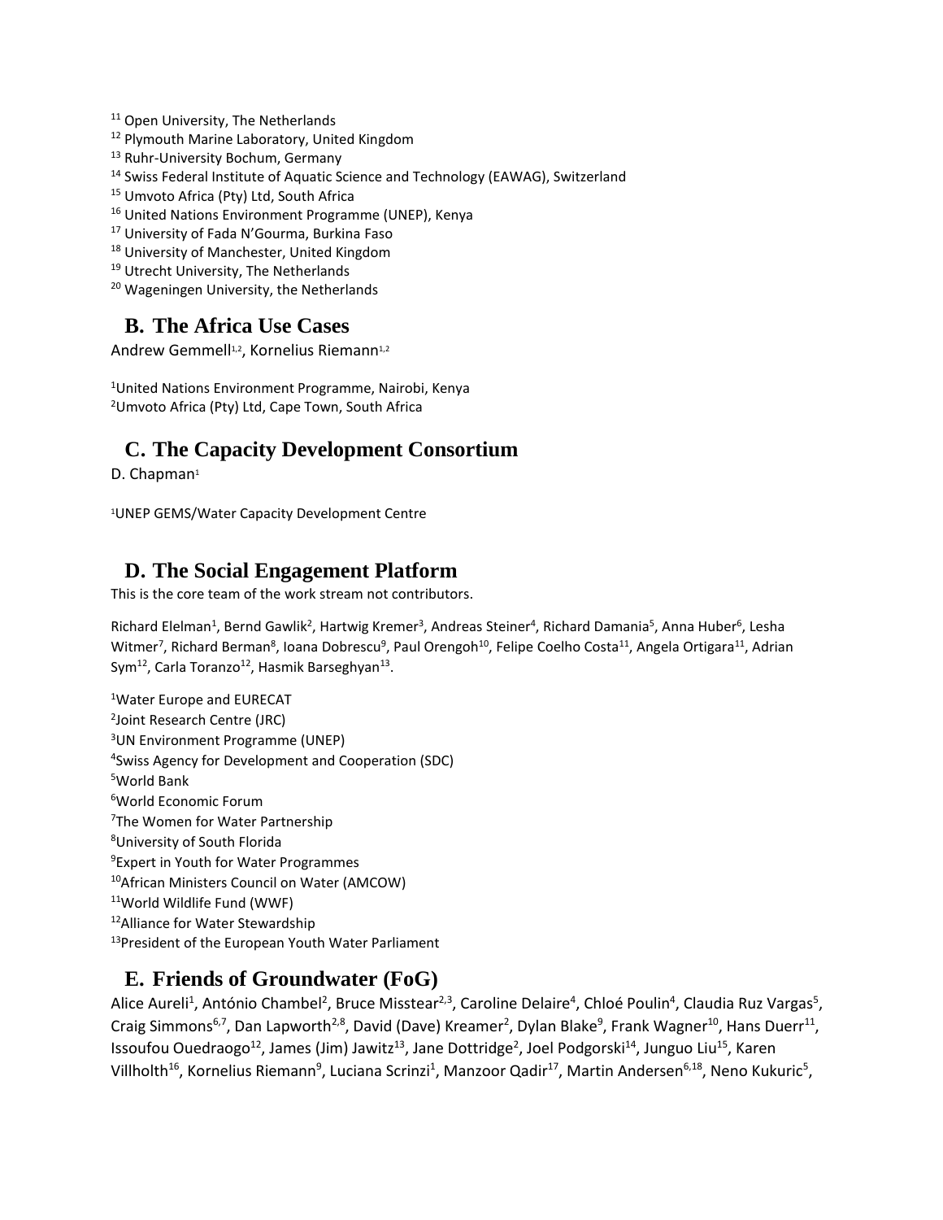[11] Open University, The Netherlands
[12] Plymouth Marine Laboratory, United Kingdom
[13] Ruhr-University Bochum, Germany
[14] Swiss Federal Institute of Aquatic Science and Technology (EAWAG), Switzerland
[15] Umvoto Africa (Pty) Ltd, South Africa
[16] United Nations Environment Programme (UNEP), Kenya
[17] University of Fada N'Gourma, Burkina Faso
[18] University of Manchester, United Kingdom
[19] Utrecht University, The Netherlands
[20] Wageningen University, the Netherlands

## B. The Africa Use Cases

Andrew Gemmell[1,2], Kornelius Riemann[1,2]

[1]United Nations Environment Programme, Nairobi, Kenya
[2]Umvoto Africa (Pty) Ltd, Cape Town, South Africa

## C. The Capacity Development Consortium

D. Chapman[1]

[1]UNEP GEMS/Water Capacity Development Centre

## D. The Social Engagement Platform

This is the core team of the work stream not contributors.

Richard Elelman[1], Bernd Gawlik[2], Hartwig Kremer[3], Andreas Steiner[4], Richard Damania[5], Anna Huber[6], Lesha Witmer[7], Richard Berman[8], Ioana Dobrescu[9], Paul Orengoh[10], Felipe Coelho Costa[11], Angela Ortigara[11], Adrian Sym[12], Carla Toranzo[12], Hasmik Barseghyan[13].

[1]Water Europe and EURECAT
[2]Joint Research Centre (JRC)
[3]UN Environment Programme (UNEP)
[4]Swiss Agency for Development and Cooperation (SDC)
[5]World Bank
[6]World Economic Forum
[7]The Women for Water Partnership
[8]University of South Florida
[9]Expert in Youth for Water Programmes
[10]African Ministers Council on Water (AMCOW)
[11]World Wildlife Fund (WWF)
[12]Alliance for Water Stewardship
[13]President of the European Youth Water Parliament

## E. Friends of Groundwater (FoG)

Alice Aureli[1], António Chambel[2], Bruce Misstear[2,3], Caroline Delaire[4], Chloé Poulin[4], Claudia Ruz Vargas[5], Craig Simmons[6,7], Dan Lapworth[2,8], David (Dave) Kreamer[2], Dylan Blake[9], Frank Wagner[10], Hans Duerr[11], Issoufou Ouedraogo[12], James (Jim) Jawitz[13], Jane Dottridge[2], Joel Podgorski[14], Junguo Liu[15], Karen Villholth[16], Kornelius Riemann[9], Luciana Scrinzi[1], Manzoor Qadir[17], Martin Andersen[6,18], Neno Kukuric[5],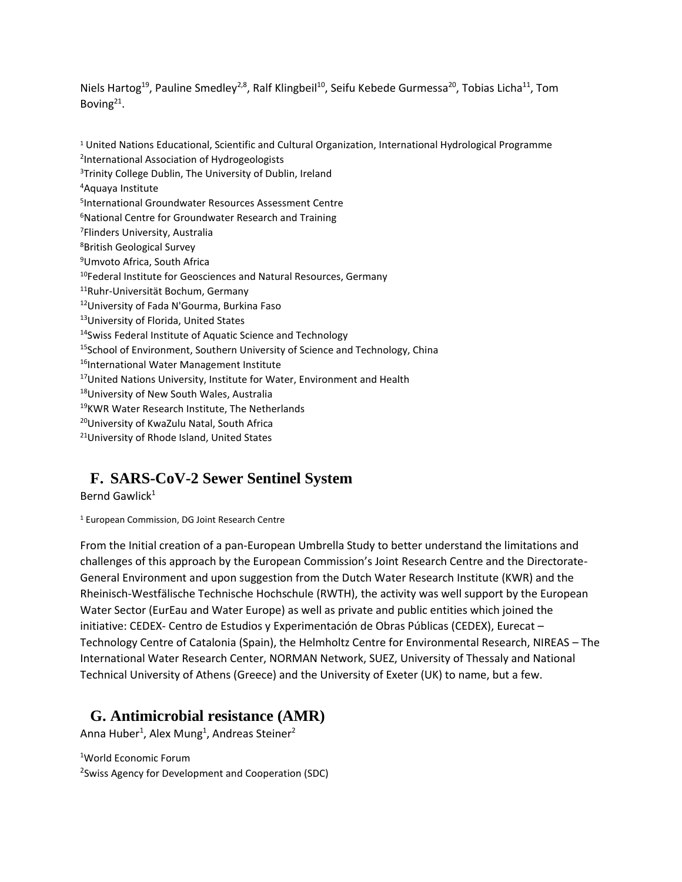Niels Hartog[19], Pauline Smedley[2,8], Ralf Klingbeil[10], Seifu Kebede Gurmessa[20], Tobias Licha[11], Tom Boving[21].

[1] United Nations Educational, Scientific and Cultural Organization, International Hydrological Programme
[2]International Association of Hydrogeologists
[3]Trinity College Dublin, The University of Dublin, Ireland
[4]Aquaya Institute
[5]International Groundwater Resources Assessment Centre
[6]National Centre for Groundwater Research and Training
[7]Flinders University, Australia
[8]British Geological Survey
[9]Umvoto Africa, South Africa
[10]Federal Institute for Geosciences and Natural Resources, Germany
[11]Ruhr-Universität Bochum, Germany
[12]University of Fada N'Gourma, Burkina Faso
[13]University of Florida, United States
[14]Swiss Federal Institute of Aquatic Science and Technology
[15]School of Environment, Southern University of Science and Technology, China
[16]International Water Management Institute
[17]United Nations University, Institute for Water, Environment and Health
[18]University of New South Wales, Australia
[19]KWR Water Research Institute, The Netherlands
[20]University of KwaZulu Natal, South Africa
[21]University of Rhode Island, United States

## F. SARS-CoV-2 Sewer Sentinel System

Bernd Gawlick[1]

[1] European Commission, DG Joint Research Centre

From the Initial creation of a pan-European Umbrella Study to better understand the limitations and challenges of this approach by the European Commission's Joint Research Centre and the Directorate-General Environment and upon suggestion from the Dutch Water Research Institute (KWR) and the Rheinisch-Westfälische Technische Hochschule (RWTH), the activity was well support by the European Water Sector (EurEau and Water Europe) as well as private and public entities which joined the initiative: CEDEX- Centro de Estudios y Experimentación de Obras Públicas (CEDEX), Eurecat – Technology Centre of Catalonia (Spain), the Helmholtz Centre for Environmental Research, NIREAS – The International Water Research Center, NORMAN Network, SUEZ, University of Thessaly and National Technical University of Athens (Greece) and the University of Exeter (UK) to name, but a few.

## G. Antimicrobial resistance (AMR)

Anna Huber[1], Alex Mung[1], Andreas Steiner[2]

[1]World Economic Forum
[2]Swiss Agency for Development and Cooperation (SDC)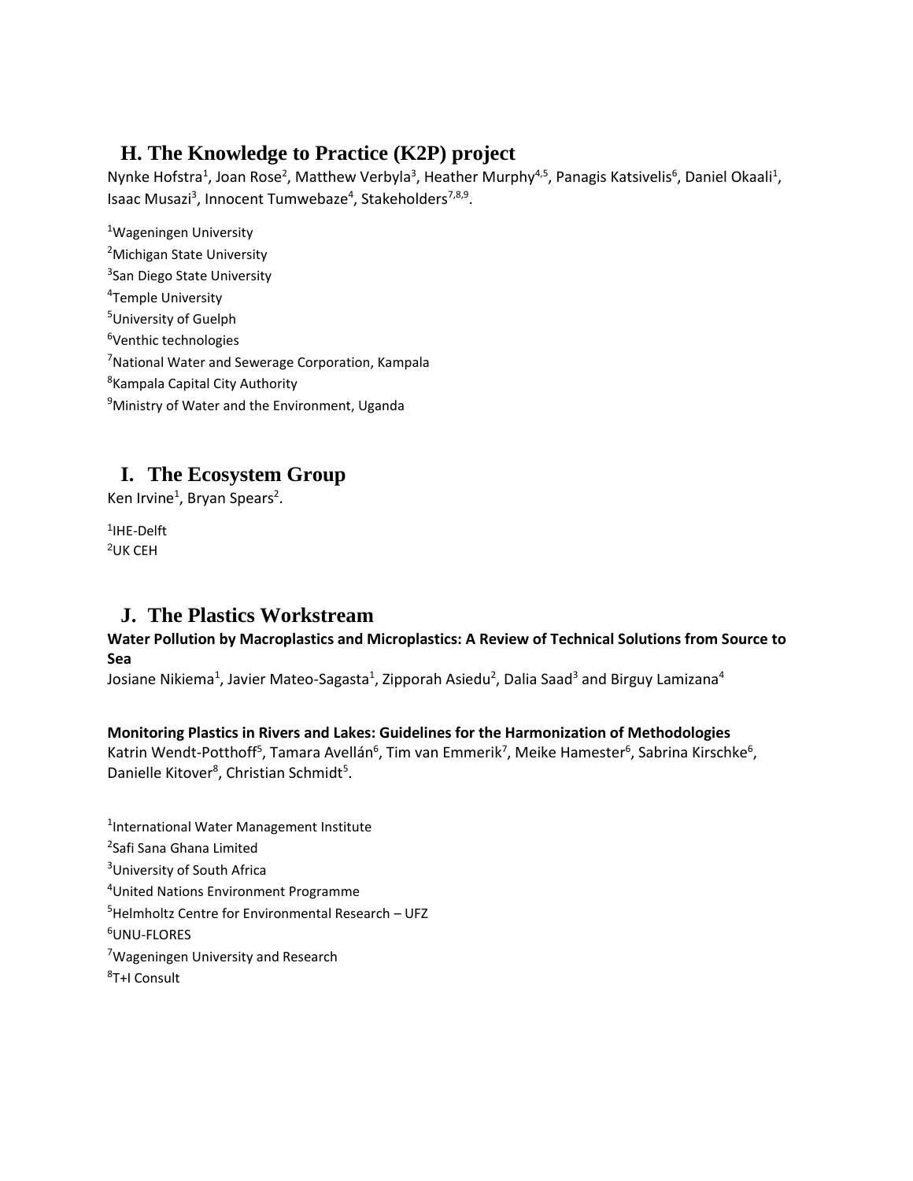## H. The Knowledge to Practice (K2P) project

Nynke Hofstra[1], Joan Rose[2], Matthew Verbyla[3], Heather Murphy[4,5], Panagis Katsivelis[6], Daniel Okaali[1], Isaac Musazi[3], Innocent Tumwebaze[4], Stakeholders[7,8,9].

[1]Wageningen University
[2]Michigan State University
[3]San Diego State University
[4]Temple University
[5]University of Guelph
[6]Venthic technologies
[7]National Water and Sewerage Corporation, Kampala
[8]Kampala Capital City Authority
[9]Ministry of Water and the Environment, Uganda

## I. The Ecosystem Group

Ken Irvine[1], Bryan Spears[2].

[1]IHE-Delft
[2]UK CEH

## J. The Plastics Workstream

**Water Pollution by Macroplastics and Microplastics: A Review of Technical Solutions from Source to Sea**

Josiane Nikiema[1], Javier Mateo-Sagasta[1], Zipporah Asiedu[2], Dalia Saad[3] and Birguy Lamizana[4]

**Monitoring Plastics in Rivers and Lakes: Guidelines for the Harmonization of Methodologies**

Katrin Wendt-Potthoff[5], Tamara Avellán[6], Tim van Emmerik[7], Meike Hamester[6], Sabrina Kirschke[6], Danielle Kitover[8], Christian Schmidt[5].

[1]International Water Management Institute
[2]Safi Sana Ghana Limited
[3]University of South Africa
[4]United Nations Environment Programme
[5]Helmholtz Centre for Environmental Research – UFZ
[6]UNU-FLORES
[7]Wageningen University and Research
[8]T+I Consult